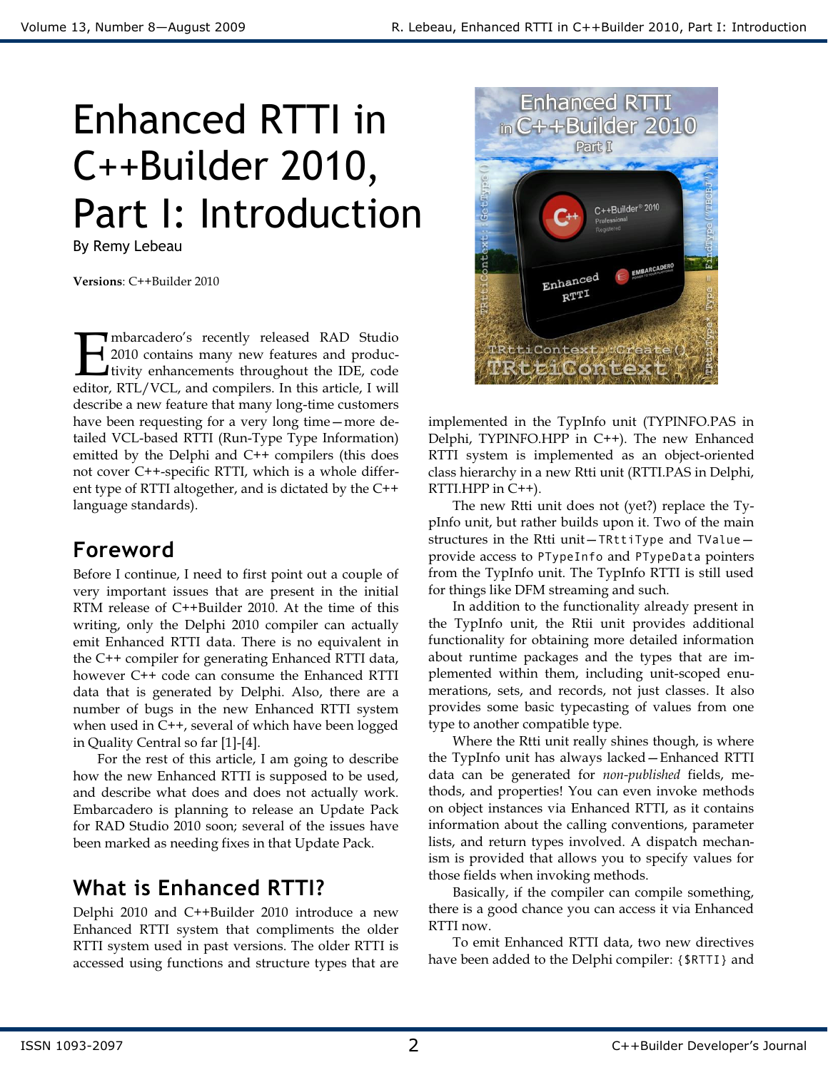# Enhanced RTTI in C++Builder 2010, Part I: Introduction

By Remy Lebeau

**Versions**: C++Builder 2010

Embarcadero's recently released RAD Studio 2010 contains many new features and productivity enhancements throughout the IDE, code editor, RTL/VCL, and compilers. In this article, I will describe a new feature that many long-time customers have been requesting for a very long time—more detailed VCL-based RTTI (Run-Type Type Information) emitted by the Delphi and C++ compilers (this does not cover C++-specific RTTI, which is a whole different type of RTTI altogether, and is dictated by the C++ language standards).

## Foreword

Before I continue, I need to first point out a couple of very important issues that are present in the initial RTM release of C++Builder 2010. At the time of this writing, only the Delphi 2010 compiler can actually emit Enhanced RTTI data. There is no equivalent in the C++ compiler for generating Enhanced RTTI data, however C++ code can consume the Enhanced RTTI data that is generated by Delphi. Also, there are a number of bugs in the new Enhanced RTTI system when used in C++, several of which have been logged in Quality Central so far [1]-[4].

For the rest of this article, I am going to describe how the new Enhanced RTTI is supposed to be used, and describe what does and does not actually work. Embarcadero is planning to release an Update Pack for RAD Studio 2010 soon; several of the issues have been marked as needing fixes in that Update Pack.

## What is Enhanced RTTI?

Delphi 2010 and C++Builder 2010 introduce a new Enhanced RTTI system that compliments the older RTTI system used in past versions. The older RTTI is accessed using functions and structure types that are implemented in the TypInfo unit (TYPINFO.PAS in Delphi, TYPINFO.HPP in C++). The new Enhanced RTTI system is implemented as an object-oriented class hierarchy in a new Rtti unit (RTTI.PAS in Delphi, RTTI.HPP in C++).

The new Rtti unit does not (yet?) replace the TypInfo unit, but rather builds upon it. Two of the main structures in the Rtti unit—`TRttiType` and `TValue`—provide access to `PTypeInfo` and `PTypeData` pointers from the TypInfo unit. The TypInfo RTTI is still used for things like DFM streaming and such.

In addition to the functionality already present in the TypInfo unit, the Rtii unit provides additional functionality for obtaining more detailed information about runtime packages and the types that are implemented within them, including unit-scoped enumerations, sets, and records, not just classes. It also provides some basic typecasting of values from one type to another compatible type.

Where the Rtti unit really shines though, is where the TypInfo unit has always lacked—Enhanced RTTI data can be generated for *non-published* fields, methods, and properties! You can even invoke methods on object instances via Enhanced RTTI, as it contains information about the calling conventions, parameter lists, and return types involved. A dispatch mechanism is provided that allows you to specify values for those fields when invoking methods.

Basically, if the compiler can compile something, there is a good chance you can access it via Enhanced RTTI now.

To emit Enhanced RTTI data, two new directives have been added to the Delphi compiler: `{$RTTI}` and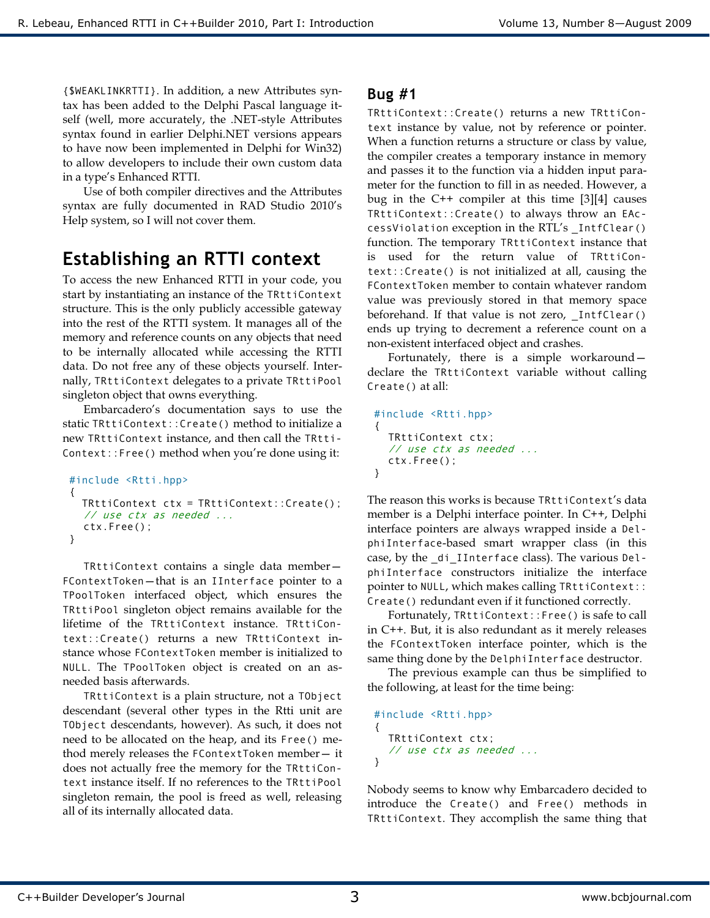{$WEAKLINKRTTI}. In addition, a new Attributes syntax has been added to the Delphi Pascal language itself (well, more accurately, the .NET-style Attributes syntax found in earlier Delphi.NET versions appears to have now been implemented in Delphi for Win32) to allow developers to include their own custom data in a type's Enhanced RTTI.

Use of both compiler directives and the Attributes syntax are fully documented in RAD Studio 2010's Help system, so I will not cover them.

## Establishing an RTTI context

To access the new Enhanced RTTI in your code, you start by instantiating an instance of the TRttiContext structure. This is the only publicly accessible gateway into the rest of the RTTI system. It manages all of the memory and reference counts on any objects that need to be internally allocated while accessing the RTTI data. Do not free any of these objects yourself. Internally, TRttiContext delegates to a private TRttiPool singleton object that owns everything.

Embarcadero's documentation says to use the static TRttiContext::Create() method to initialize a new TRttiContext instance, and then call the TRttiContext::Free() method when you're done using it:

```
#include <Rtti.hpp>
{
  TRttiContext ctx = TRttiContext::Create();
  // use ctx as needed ...
  ctx.Free();
}
```

TRttiContext contains a single data member—FContextToken—that is an IInterface pointer to a TPoolToken interfaced object, which ensures the TRttiPool singleton object remains available for the lifetime of the TRttiContext instance. TRttiContext::Create() returns a new TRttiContext instance whose FContextToken member is initialized to NULL. The TPoolToken object is created on an as-needed basis afterwards.

TRttiContext is a plain structure, not a TObject descendant (several other types in the Rtti unit are TObject descendants, however). As such, it does not need to be allocated on the heap, and its Free() method merely releases the FContextToken member— it does not actually free the memory for the TRttiContext instance itself. If no references to the TRttiPool singleton remain, the pool is freed as well, releasing all of its internally allocated data.

### Bug #1

TRttiContext::Create() returns a new TRttiContext instance by value, not by reference or pointer. When a function returns a structure or class by value, the compiler creates a temporary instance in memory and passes it to the function via a hidden input parameter for the function to fill in as needed. However, a bug in the C++ compiler at this time [3][4] causes TRttiContext::Create() to always throw an EAccessViolation exception in the RTL's _IntfClear() function. The temporary TRttiContext instance that is used for the return value of TRttiContext::Create() is not initialized at all, causing the FContextToken member to contain whatever random value was previously stored in that memory space beforehand. If that value is not zero, _IntfClear() ends up trying to decrement a reference count on a non-existent interfaced object and crashes.

Fortunately, there is a simple workaround—declare the TRttiContext variable without calling Create() at all:

```
#include <Rtti.hpp>
{
  TRttiContext ctx;
  // use ctx as needed ...
  ctx.Free();
}
```

The reason this works is because TRttiContext's data member is a Delphi interface pointer. In C++, Delphi interface pointers are always wrapped inside a DelphiInterface-based smart wrapper class (in this case, by the _di_IInterface class). The various DelphiInterface constructors initialize the interface pointer to NULL, which makes calling TRttiContext::Create() redundant even if it functioned correctly.

Fortunately, TRttiContext::Free() is safe to call in C++. But, it is also redundant as it merely releases the FContextToken interface pointer, which is the same thing done by the DelphiInterface destructor.

The previous example can thus be simplified to the following, at least for the time being:

```
#include <Rtti.hpp>
{
  TRttiContext ctx;
  // use ctx as needed ...
}
```

Nobody seems to know why Embarcadero decided to introduce the Create() and Free() methods in TRttiContext. They accomplish the same thing that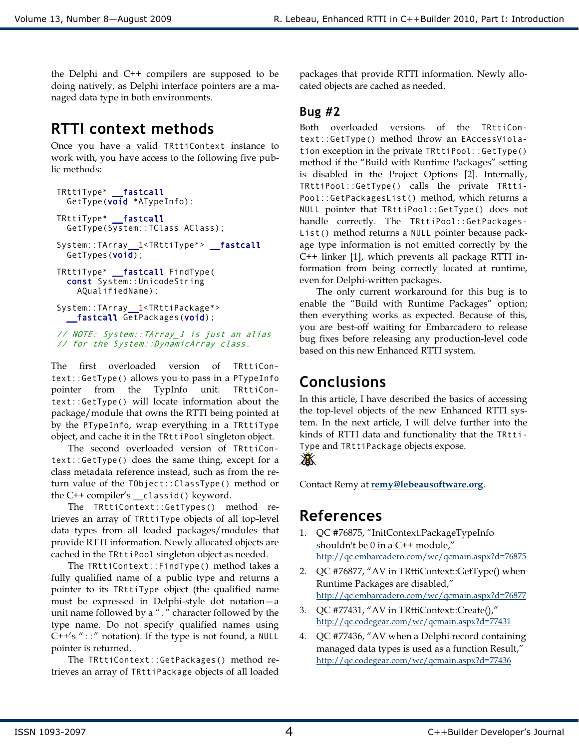the Delphi and C++ compilers are supposed to be doing natively, as Delphi interface pointers are a managed data type in both environments.

## RTTI context methods

Once you have a valid TRttiContext instance to work with, you have access to the following five public methods:

```
TRttiType* __fastcall
  GetType(void *ATypeInfo);

TRttiType* __fastcall
  GetType(System::TClass AClass);

System::TArray__1<TRttiType*> __fastcall
  GetTypes(void);

TRttiType* __fastcall FindType(
  const System::UnicodeString
    AQualifiedName);

System::TArray__1<TRttiPackage*>
  __fastcall GetPackages(void);

// NOTE: System::TArray_1 is just an alias
// for the System::DynamicArray class.
```

The first overloaded version of TRttiContext::GetType() allows you to pass in a PTypeInfo pointer from the TypInfo unit. TRttiContext::GetType() will locate information about the package/module that owns the RTTI being pointed at by the PTypeInfo, wrap everything in a TRttiType object, and cache it in the TRttiPool singleton object.

The second overloaded version of TRttiContext::GetType() does the same thing, except for a class metadata reference instead, such as from the return value of the TObject::ClassType() method or the C++ compiler's __classid() keyword.

The TRttiContext::GetTypes() method retrieves an array of TRttiType objects of all top-level data types from all loaded packages/modules that provide RTTI information. Newly allocated objects are cached in the TRttiPool singleton object as needed.

The TRttiContext::FindType() method takes a fully qualified name of a public type and returns a pointer to its TRttiType object (the qualified name must be expressed in Delphi-style dot notation—a unit name followed by a "." character followed by the type name. Do not specify qualified names using C++'s "::" notation). If the type is not found, a NULL pointer is returned.

The TRttiContext::GetPackages() method retrieves an array of TRttiPackage objects of all loaded packages that provide RTTI information. Newly allocated objects are cached as needed.

## Bug #2

Both overloaded versions of the TRttiContext::GetType() method throw an EAccessViolation exception in the private TRttiPool::GetType() method if the "Build with Runtime Packages" setting is disabled in the Project Options [2]. Internally, TRttiPool::GetType() calls the private TRttiPool::GetPackagesList() method, which returns a NULL pointer that TRttiPool::GetType() does not handle correctly. The TRttiPool::GetPackagesList() method returns a NULL pointer because package type information is not emitted correctly by the C++ linker [1], which prevents all package RTTI information from being correctly located at runtime, even for Delphi-written packages.

The only current workaround for this bug is to enable the "Build with Runtime Packages" option; then everything works as expected. Because of this, you are best-off waiting for Embarcadero to release bug fixes before releasing any production-level code based on this new Enhanced RTTI system.

## Conclusions

In this article, I have described the basics of accessing the top-level objects of the new Enhanced RTTI system. In the next article, I will delve further into the kinds of RTTI data and functionality that the TRttiType and TRttiPackage objects expose.

Contact Remy at **remy@lebeausoftware.org**.

## References

1. QC #76875, "InitContext.PackageTypeInfo shouldn't be 0 in a C++ module," http://qc.embarcadero.com/wc/qcmain.aspx?d=76875
2. QC #76877, "AV in TRttiContext::GetType() when Runtime Packages are disabled," http://qc.embarcadero.com/wc/qcmain.aspx?d=76877
3. QC #77431, "AV in TRttiContext::Create()," http://qc.codegear.com/wc/qcmain.aspx?d=77431
4. QC #77436, "AV when a Delphi record containing managed data types is used as a function Result," http://qc.codegear.com/wc/qcmain.aspx?d=77436